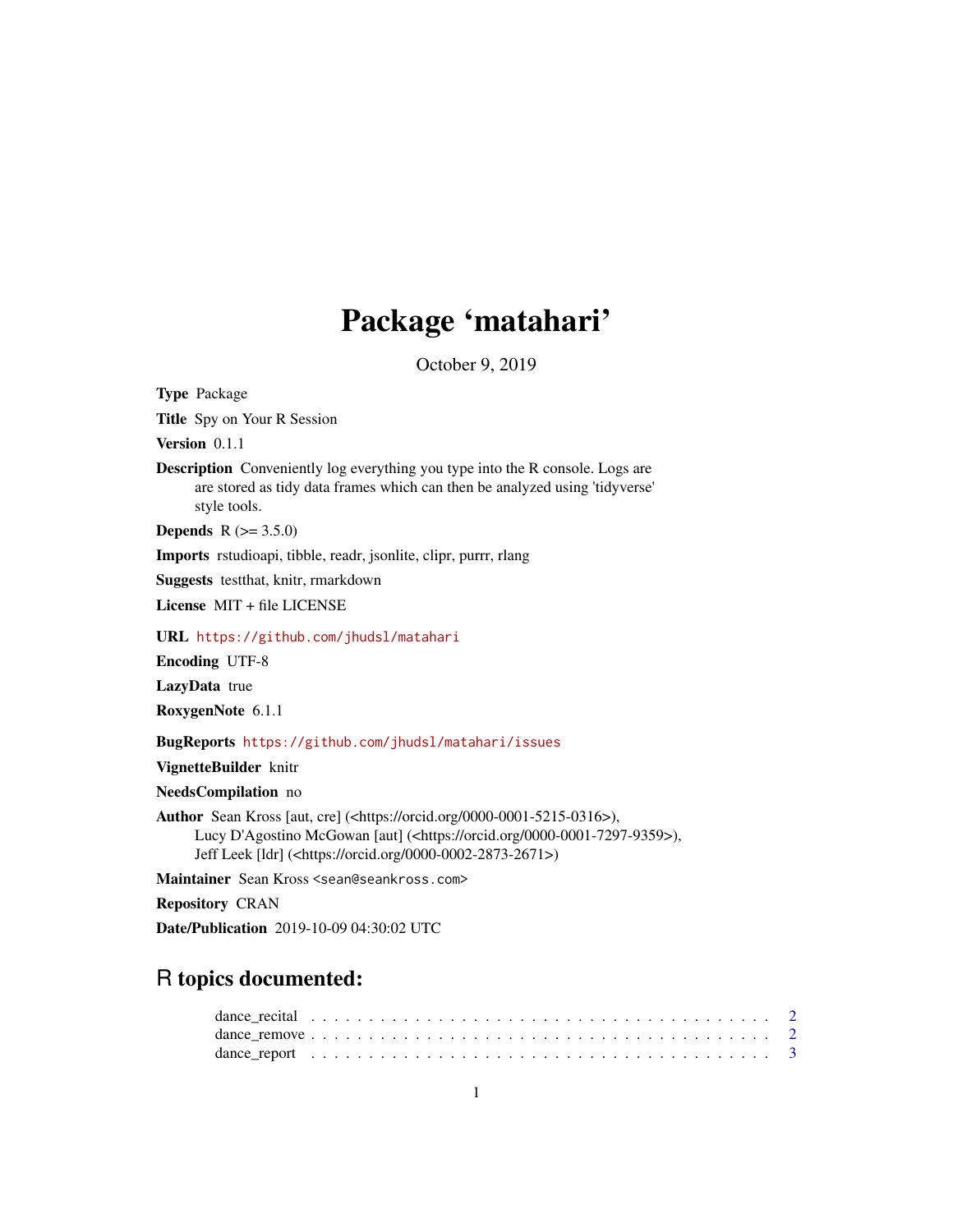# Package 'matahari'

October 9, 2019

**Type** Package

**Title** Spy on Your R Session

**Version** 0.1.1

**Description** Conveniently log everything you type into the R console. Logs are are stored as tidy data frames which can then be analyzed using 'tidyverse' style tools.

**Depends** R (>= 3.5.0)

**Imports** rstudioapi, tibble, readr, jsonlite, clipr, purrr, rlang

**Suggests** testthat, knitr, rmarkdown

**License** MIT + file LICENSE

**URL** https://github.com/jhudsl/matahari

**Encoding** UTF-8

**LazyData** true

**RoxygenNote** 6.1.1

**BugReports** https://github.com/jhudsl/matahari/issues

**VignetteBuilder** knitr

**NeedsCompilation** no

**Author** Sean Kross [aut, cre] (<https://orcid.org/0000-0001-5215-0316>), Lucy D'Agostino McGowan [aut] (<https://orcid.org/0000-0001-7297-9359>), Jeff Leek [ldr] (<https://orcid.org/0000-0002-2873-2671>)

**Maintainer** Sean Kross <sean@seankross.com>

**Repository** CRAN

**Date/Publication** 2019-10-09 04:30:02 UTC

## R topics documented:

- dance_recital . . . . . . . . . . . . . . . . . . . . . . . . . . . . . . . . . . . . . . . 2
- dance_remove . . . . . . . . . . . . . . . . . . . . . . . . . . . . . . . . . . . . . . . 2
- dance_report . . . . . . . . . . . . . . . . . . . . . . . . . . . . . . . . . . . . . . . 3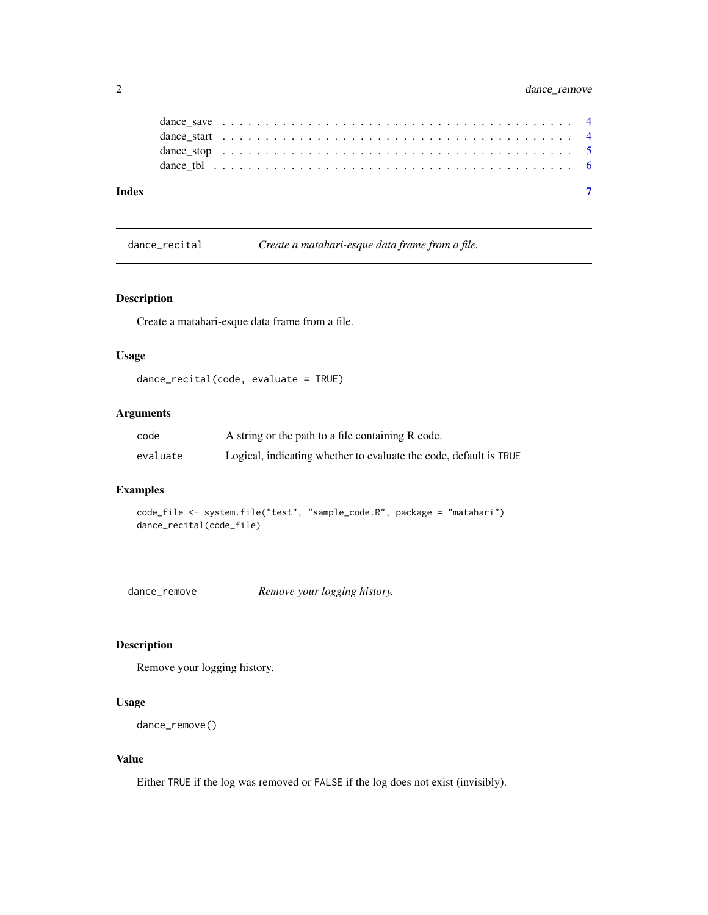dance_save . . . . . . . . . . . . . . . . . . . . . . . . . . . . . . . . . . . . . 4
dance_start . . . . . . . . . . . . . . . . . . . . . . . . . . . . . . . . . . . . . 4
dance_stop . . . . . . . . . . . . . . . . . . . . . . . . . . . . . . . . . . . . . 5
dance_tbl . . . . . . . . . . . . . . . . . . . . . . . . . . . . . . . . . . . . . . 6

**Index** 7

---

## `dance_recital` *Create a matahari-esque data frame from a file.*

---

### Description

Create a matahari-esque data frame from a file.

### Usage

```
dance_recital(code, evaluate = TRUE)
```

### Arguments

| | |
|---|---|
| `code` | A string or the path to a file containing R code. |
| `evaluate` | Logical, indicating whether to evaluate the code, default is `TRUE` |

### Examples

```
code_file <- system.file("test", "sample_code.R", package = "matahari")
dance_recital(code_file)
```

---

## `dance_remove` *Remove your logging history.*

---

### Description

Remove your logging history.

### Usage

```
dance_remove()
```

### Value

Either `TRUE` if the log was removed or `FALSE` if the log does not exist (invisibly).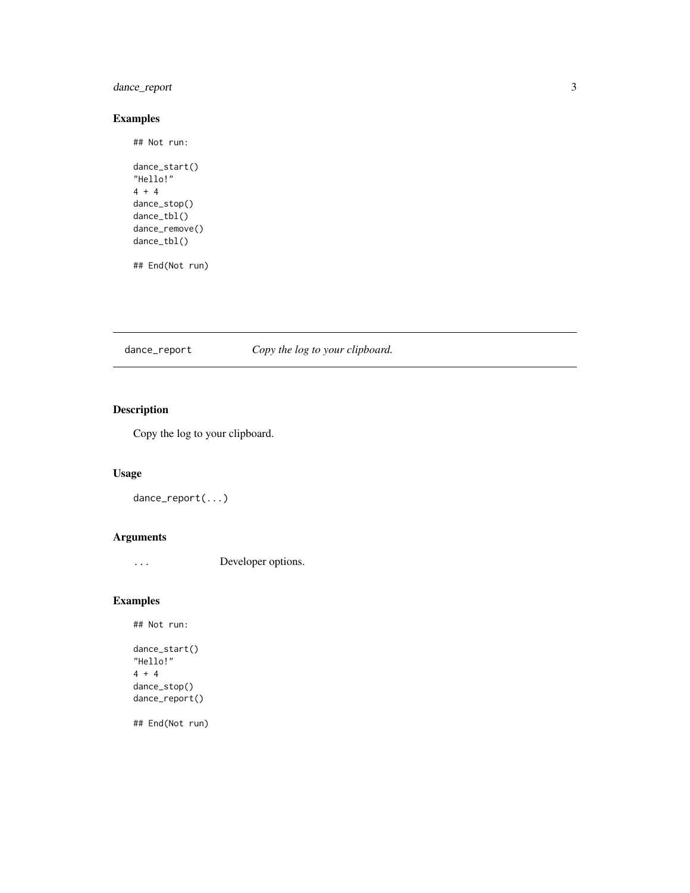## Examples

```
## Not run:

dance_start()
"Hello!"
4 + 4
dance_stop()
dance_tbl()
dance_remove()
dance_tbl()

## End(Not run)
```

---

`dance_report` *Copy the log to your clipboard.*

---

## Description

Copy the log to your clipboard.

## Usage

```
dance_report(...)
```

## Arguments

| | |
|---|---|
| `...` | Developer options. |

## Examples

```
## Not run:

dance_start()
"Hello!"
4 + 4
dance_stop()
dance_report()

## End(Not run)
```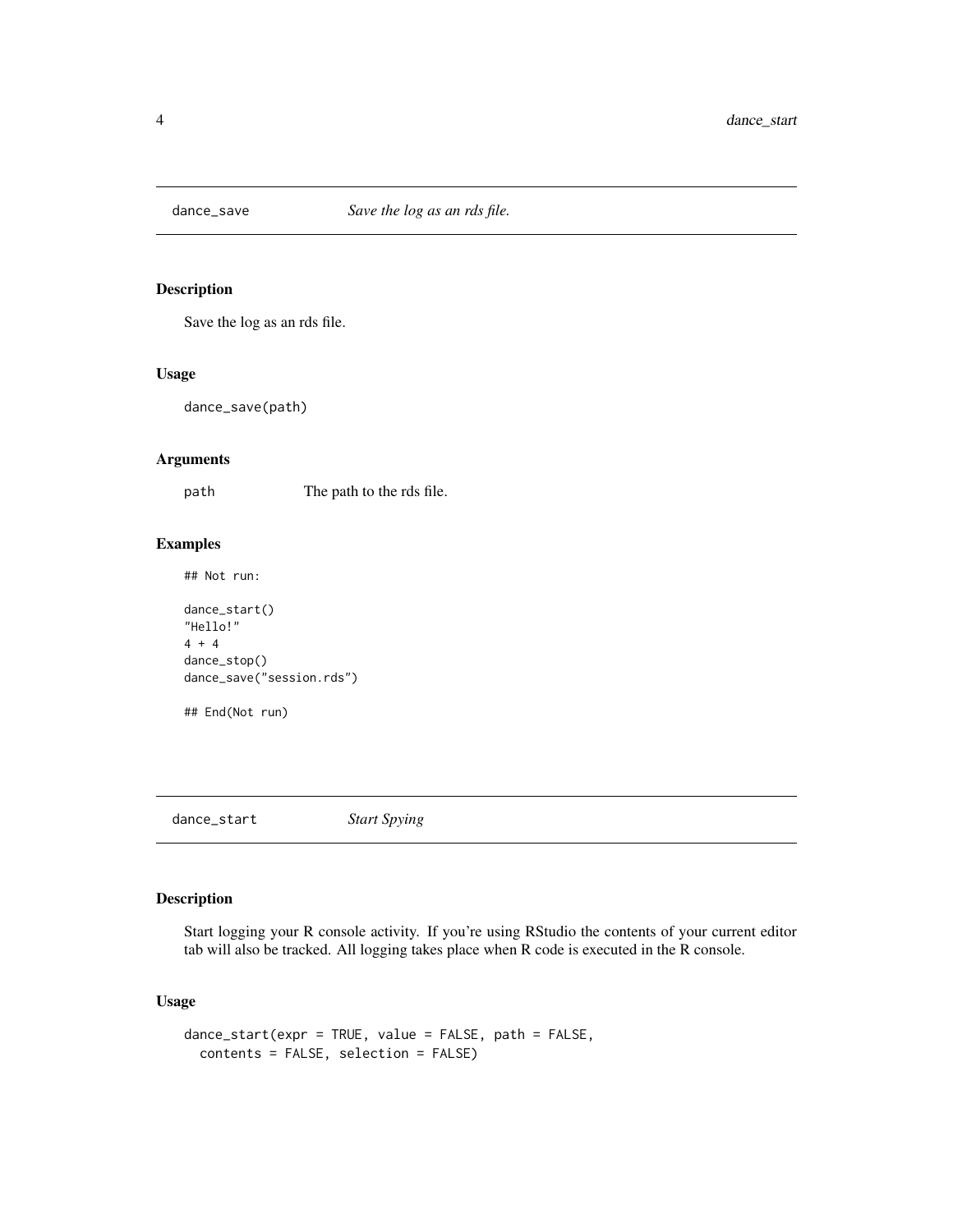## dance_save — *Save the log as an rds file.*

### Description

Save the log as an rds file.

### Usage

```
dance_save(path)
```

### Arguments

| | |
|---|---|
| path | The path to the rds file. |

### Examples

```
## Not run:

dance_start()
"Hello!"
4 + 4
dance_stop()
dance_save("session.rds")

## End(Not run)
```

## dance_start — *Start Spying*

### Description

Start logging your R console activity. If you're using RStudio the contents of your current editor tab will also be tracked. All logging takes place when R code is executed in the R console.

### Usage

```
dance_start(expr = TRUE, value = FALSE, path = FALSE,
  contents = FALSE, selection = FALSE)
```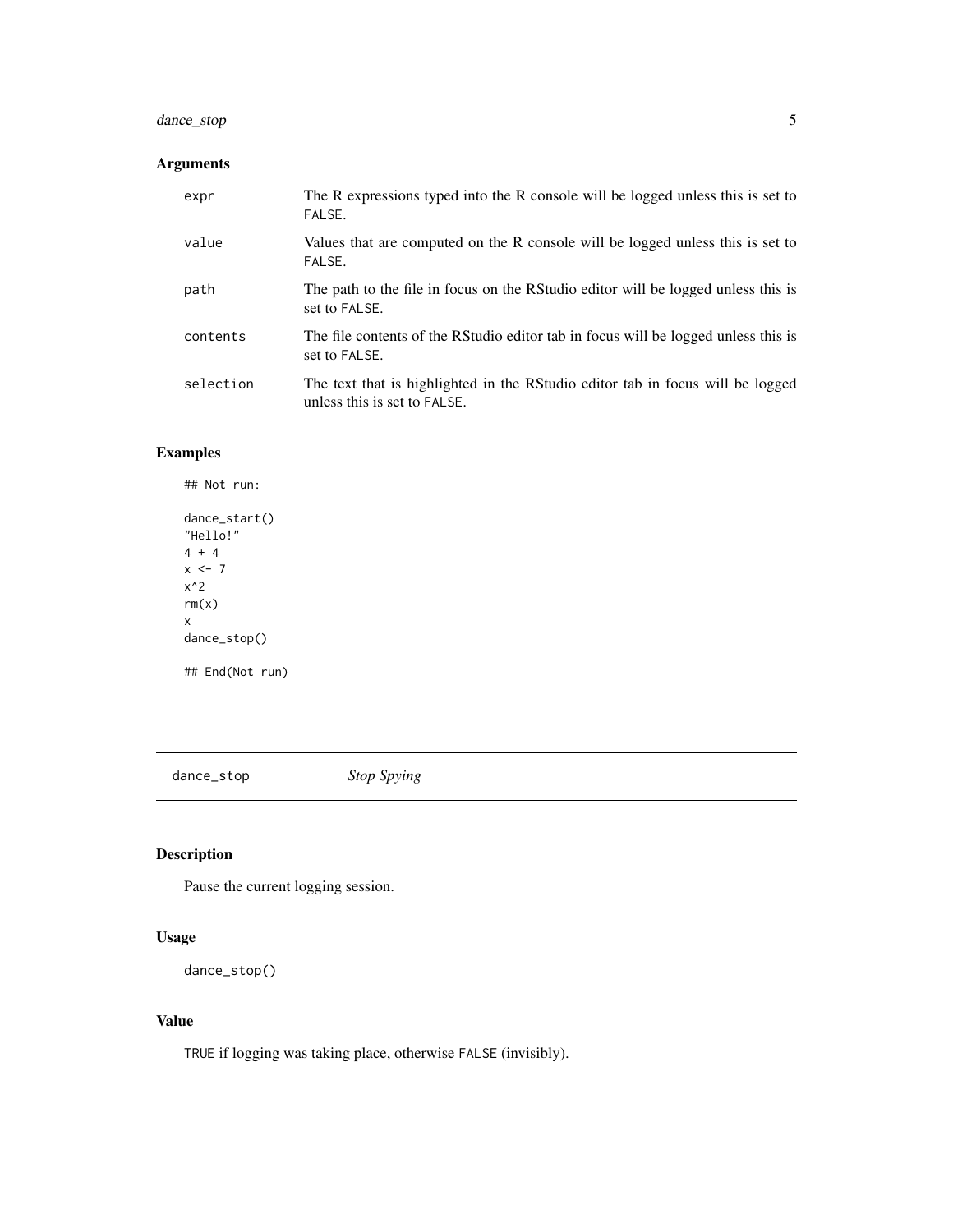## Arguments

| | |
|---|---|
| expr | The R expressions typed into the R console will be logged unless this is set to FALSE. |
| value | Values that are computed on the R console will be logged unless this is set to FALSE. |
| path | The path to the file in focus on the RStudio editor will be logged unless this is set to FALSE. |
| contents | The file contents of the RStudio editor tab in focus will be logged unless this is set to FALSE. |
| selection | The text that is highlighted in the RStudio editor tab in focus will be logged unless this is set to FALSE. |

## Examples

```
## Not run:

dance_start()
"Hello!"
4 + 4
x <- 7
x^2
rm(x)
x
dance_stop()

## End(Not run)
```

---

# dance_stop *Stop Spying*

---

## Description

Pause the current logging session.

## Usage

```
dance_stop()
```

## Value

TRUE if logging was taking place, otherwise FALSE (invisibly).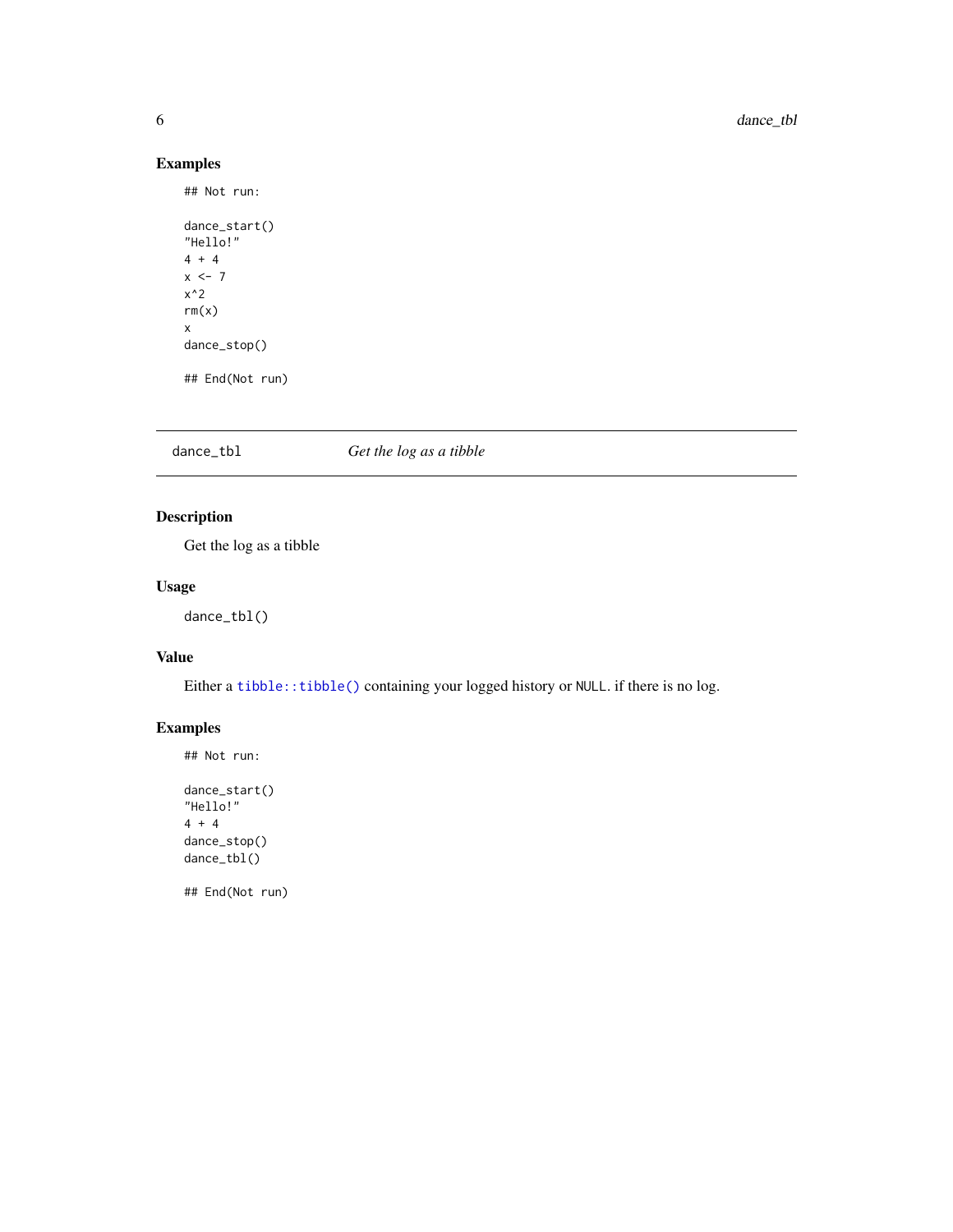### Examples

```
## Not run:

dance_start()
"Hello!"
4 + 4
x <- 7
x^2
rm(x)
x
dance_stop()

## End(Not run)
```

---

## dance_tbl — *Get the log as a tibble*

---

### Description

Get the log as a tibble

### Usage

```
dance_tbl()
```

### Value

Either a `tibble::tibble()` containing your logged history or `NULL`. if there is no log.

### Examples

```
## Not run:

dance_start()
"Hello!"
4 + 4
dance_stop()
dance_tbl()

## End(Not run)
```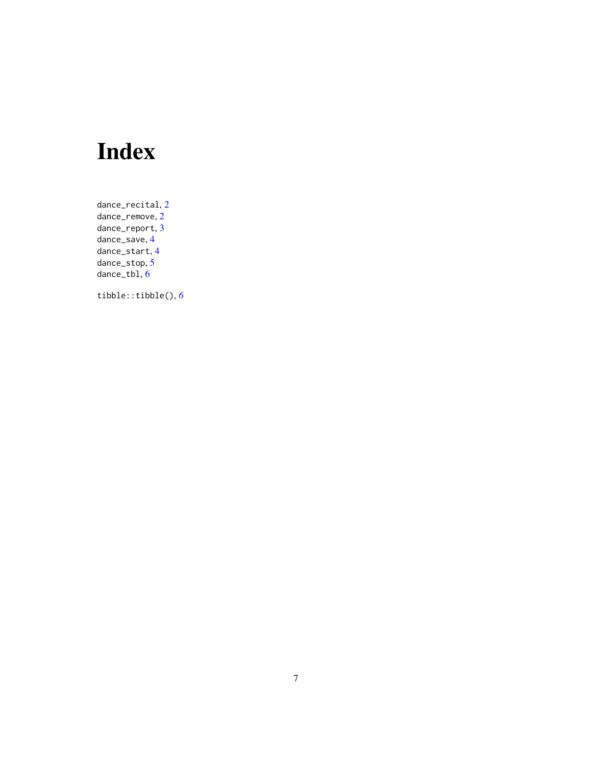# Index

dance_recital, 2
dance_remove, 2
dance_report, 3
dance_save, 4
dance_start, 4
dance_stop, 5
dance_tbl, 6

tibble::tibble(), *6*